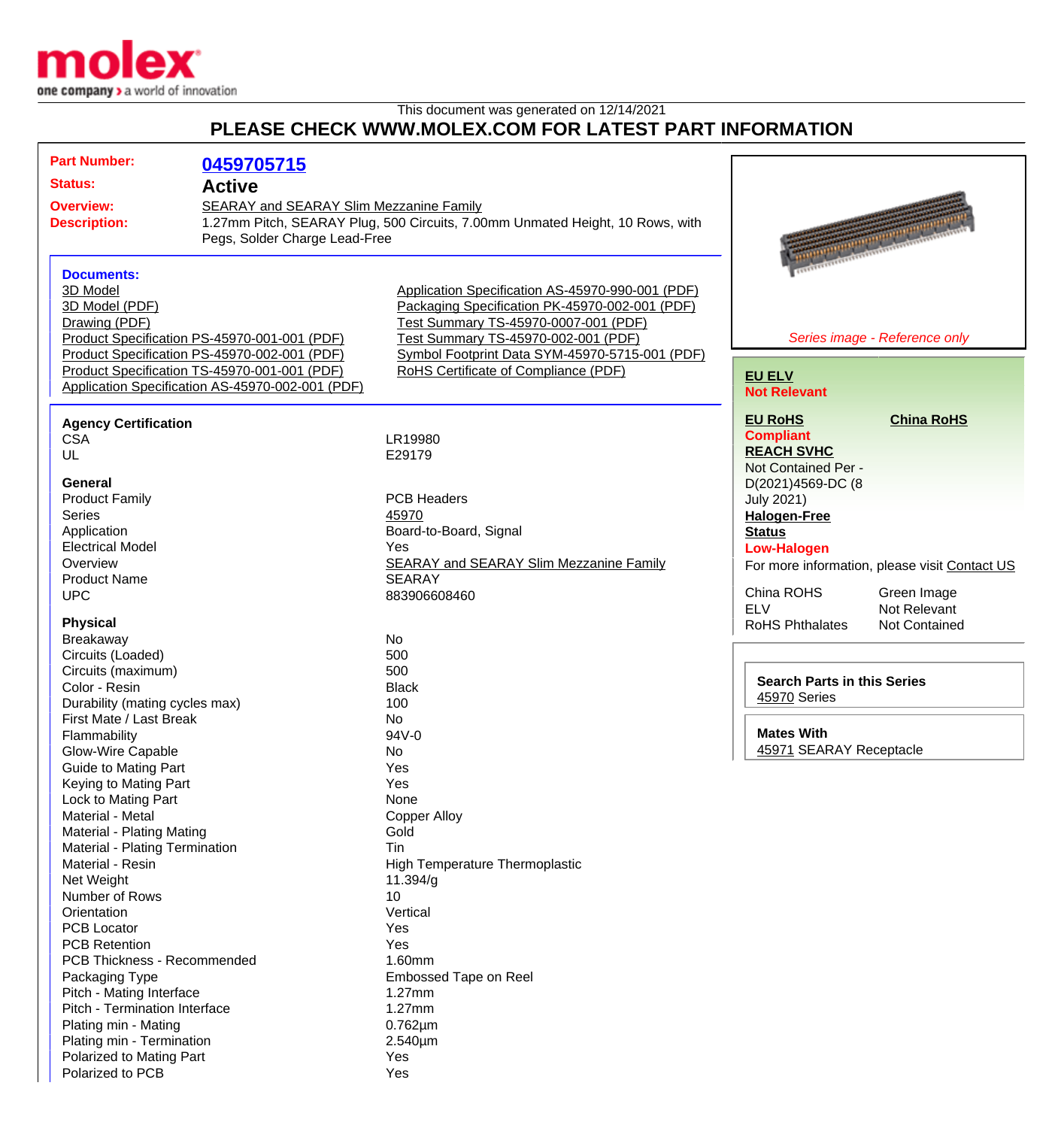This document was generated on 12/14/2021

# PLEASE CHECK WWW.MOLEX.COM FOR LATEST PART INFORMATION

**Part Number:** 0459705715

**Status:** Active

**Overview:** SEARAY and SEARAY Slim Mezzanine Family

**Description:** 1.27mm Pitch, SEARAY Plug, 500 Circuits, 7.00mm Unmated Height, 10 Rows, with Pegs, Solder Charge Lead-Free

*Series image - Reference only*

**Documents:**

- 3D Model
- 3D Model (PDF)
- Drawing (PDF)
- Product Specification PS-45970-001-001 (PDF)
- Product Specification PS-45970-002-001 (PDF)
- Product Specification TS-45970-001-001 (PDF)
- Application Specification AS-45970-002-001 (PDF)
- Application Specification AS-45970-990-001 (PDF)
- Packaging Specification PK-45970-002-001 (PDF)
- Test Summary TS-45970-0007-001 (PDF)
- Test Summary TS-45970-002-001 (PDF)
- Symbol Footprint Data SYM-45970-5715-001 (PDF)
- RoHS Certificate of Compliance (PDF)

**EU ELV**
Not Relevant

**EU RoHS**
Compliant

**China RoHS**

**REACH SVHC**
Not Contained Per - D(2021)4569-DC (8 July 2021)

**Halogen-Free Status**
Low-Halogen

For more information, please visit Contact US

| | |
|---|---|
| China ROHS | Green Image |
| ELV | Not Relevant |
| RoHS Phthalates | Not Contained |

**Search Parts in this Series**
45970 Series

**Mates With**
45971 SEARAY Receptacle

**Agency Certification**

| | |
|---|---|
| CSA | LR19980 |
| UL | E29179 |

**General**

| | |
|---|---|
| Product Family | PCB Headers |
| Series | 45970 |
| Application | Board-to-Board, Signal |
| Electrical Model | Yes |
| Overview | SEARAY and SEARAY Slim Mezzanine Family |
| Product Name | SEARAY |
| UPC | 883906608460 |

**Physical**

| | |
|---|---|
| Breakaway | No |
| Circuits (Loaded) | 500 |
| Circuits (maximum) | 500 |
| Color - Resin | Black |
| Durability (mating cycles max) | 100 |
| First Mate / Last Break | No |
| Flammability | 94V-0 |
| Glow-Wire Capable | No |
| Guide to Mating Part | Yes |
| Keying to Mating Part | Yes |
| Lock to Mating Part | None |
| Material - Metal | Copper Alloy |
| Material - Plating Mating | Gold |
| Material - Plating Termination | Tin |
| Material - Resin | High Temperature Thermoplastic |
| Net Weight | 11.394/g |
| Number of Rows | 10 |
| Orientation | Vertical |
| PCB Locator | Yes |
| PCB Retention | Yes |
| PCB Thickness - Recommended | 1.60mm |
| Packaging Type | Embossed Tape on Reel |
| Pitch - Mating Interface | 1.27mm |
| Pitch - Termination Interface | 1.27mm |
| Plating min - Mating | 0.762µm |
| Plating min - Termination | 2.540µm |
| Polarized to Mating Part | Yes |
| Polarized to PCB | Yes |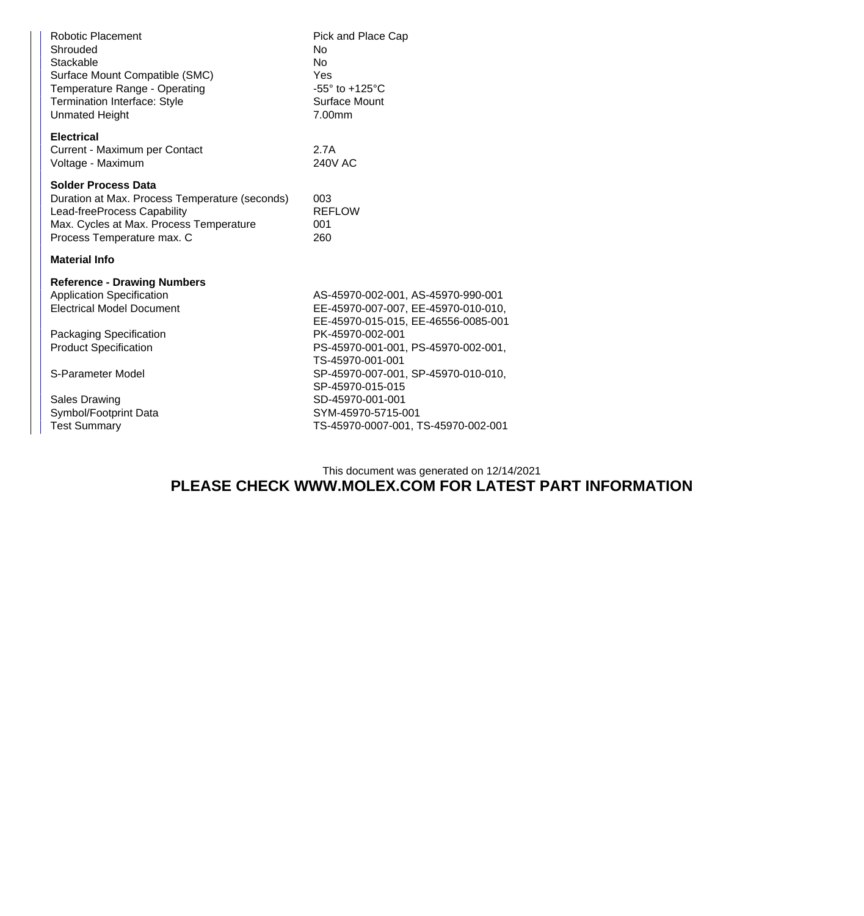| | |
|---|---|
| Robotic Placement | Pick and Place Cap |
| Shrouded | No |
| Stackable | No |
| Surface Mount Compatible (SMC) | Yes |
| Temperature Range - Operating | -55° to +125°C |
| Termination Interface: Style | Surface Mount |
| Unmated Height | 7.00mm |

**Electrical**

| | |
|---|---|
| Current - Maximum per Contact | 2.7A |
| Voltage - Maximum | 240V AC |

**Solder Process Data**

| | |
|---|---|
| Duration at Max. Process Temperature (seconds) | 003 |
| Lead-freeProcess Capability | REFLOW |
| Max. Cycles at Max. Process Temperature | 001 |
| Process Temperature max. C | 260 |

**Material Info**

**Reference - Drawing Numbers**

| | |
|---|---|
| Application Specification | AS-45970-002-001, AS-45970-990-001 |
| Electrical Model Document | EE-45970-007-007, EE-45970-010-010, EE-45970-015-015, EE-46556-0085-001 |
| Packaging Specification | PK-45970-002-001 |
| Product Specification | PS-45970-001-001, PS-45970-002-001, TS-45970-001-001 |
| S-Parameter Model | SP-45970-007-001, SP-45970-010-010, SP-45970-015-015 |
| Sales Drawing | SD-45970-001-001 |
| Symbol/Footprint Data | SYM-45970-5715-001 |
| Test Summary | TS-45970-0007-001, TS-45970-002-001 |

This document was generated on 12/14/2021

**PLEASE CHECK WWW.MOLEX.COM FOR LATEST PART INFORMATION**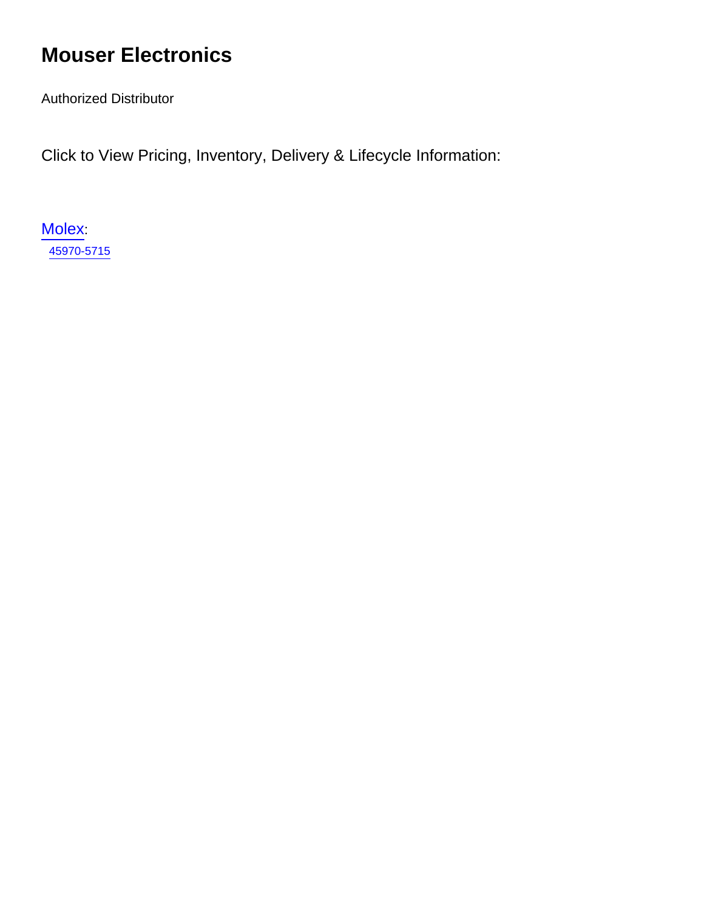# Mouser Electronics

Authorized Distributor

Click to View Pricing, Inventory, Delivery & Lifecycle Information:

Molex:

45970-5715